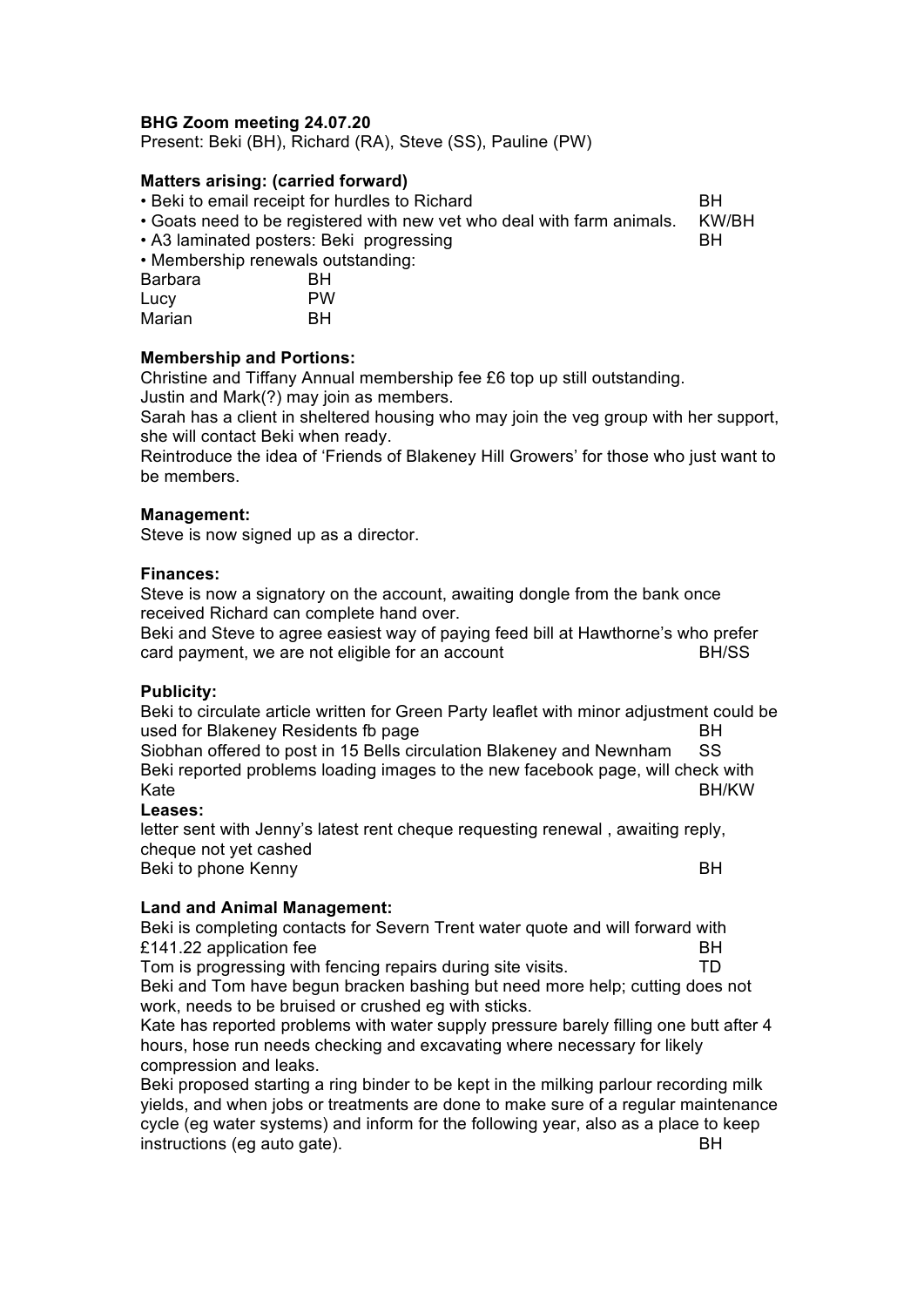**BHG Zoom meeting 24.07.20**

Present: Beki (BH), Richard (RA), Steve (SS), Pauline (PW)

**Matters arising: (carried forward)**

- Beki to email receipt for hurdles to Richard — BH
- Goats need to be registered with new vet who deal with farm animals. — KW/BH
- A3 laminated posters: Beki progressing — BH
- Membership renewals outstanding:

| | |
|---|---|
| Barbara | BH |
| Lucy | PW |
| Marian | BH |

**Membership and Portions:**

Christine and Tiffany Annual membership fee £6 top up still outstanding.
Justin and Mark(?) may join as members.
Sarah has a client in sheltered housing who may join the veg group with her support, she will contact Beki when ready.
Reintroduce the idea of 'Friends of Blakeney Hill Growers' for those who just want to be members.

**Management:**

Steve is now signed up as a director.

**Finances:**

Steve is now a signatory on the account, awaiting dongle from the bank once received Richard can complete hand over.
Beki and Steve to agree easiest way of paying feed bill at Hawthorne's who prefer card payment, we are not eligible for an account — BH/SS

**Publicity:**

Beki to circulate article written for Green Party leaflet with minor adjustment could be used for Blakeney Residents fb page — BH
Siobhan offered to post in 15 Bells circulation Blakeney and Newnham — SS
Beki reported problems loading images to the new facebook page, will check with Kate — BH/KW

**Leases:**

letter sent with Jenny's latest rent cheque requesting renewal , awaiting reply, cheque not yet cashed
Beki to phone Kenny — BH

**Land and Animal Management:**

Beki is completing contacts for Severn Trent water quote and will forward with £141.22 application fee — BH
Tom is progressing with fencing repairs during site visits. — TD
Beki and Tom have begun bracken bashing but need more help; cutting does not work, needs to be bruised or crushed eg with sticks.
Kate has reported problems with water supply pressure barely filling one butt after 4 hours, hose run needs checking and excavating where necessary for likely compression and leaks.
Beki proposed starting a ring binder to be kept in the milking parlour recording milk yields, and when jobs or treatments are done to make sure of a regular maintenance cycle (eg water systems) and inform for the following year, also as a place to keep instructions (eg auto gate). — BH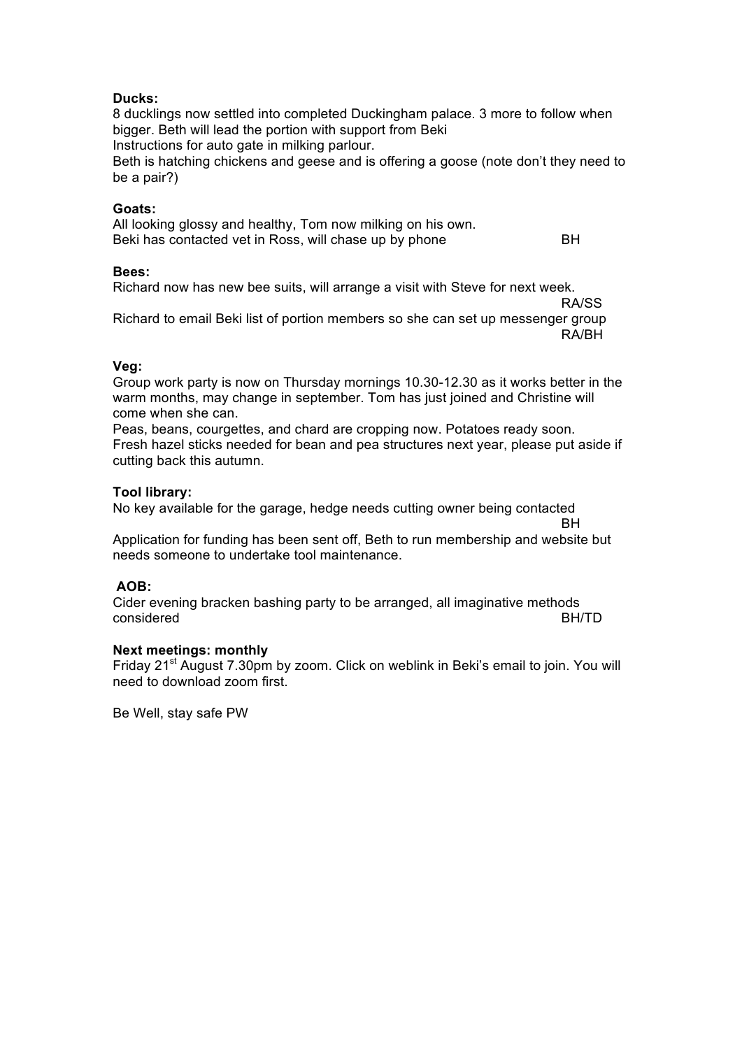**Ducks:**
8 ducklings now settled into completed Duckingham palace. 3 more to follow when bigger. Beth will lead the portion with support from Beki
Instructions for auto gate in milking parlour.
Beth is hatching chickens and geese and is offering a goose (note don't they need to be a pair?)

**Goats:**
All looking glossy and healthy, Tom now milking on his own.
Beki has contacted vet in Ross, will chase up by phone BH

**Bees:**
Richard now has new bee suits, will arrange a visit with Steve for next week.
RA/SS
Richard to email Beki list of portion members so she can set up messenger group
RA/BH

**Veg:**
Group work party is now on Thursday mornings 10.30-12.30 as it works better in the warm months, may change in september. Tom has just joined and Christine will come when she can.
Peas, beans, courgettes, and chard are cropping now. Potatoes ready soon.
Fresh hazel sticks needed for bean and pea structures next year, please put aside if cutting back this autumn.

**Tool library:**
No key available for the garage, hedge needs cutting owner being contacted
BH
Application for funding has been sent off, Beth to run membership and website but needs someone to undertake tool maintenance.

**AOB:**
Cider evening bracken bashing party to be arranged, all imaginative methods considered BH/TD

**Next meetings: monthly**
Friday 21st August 7.30pm by zoom. Click on weblink in Beki's email to join. You will need to download zoom first.

Be Well, stay safe PW